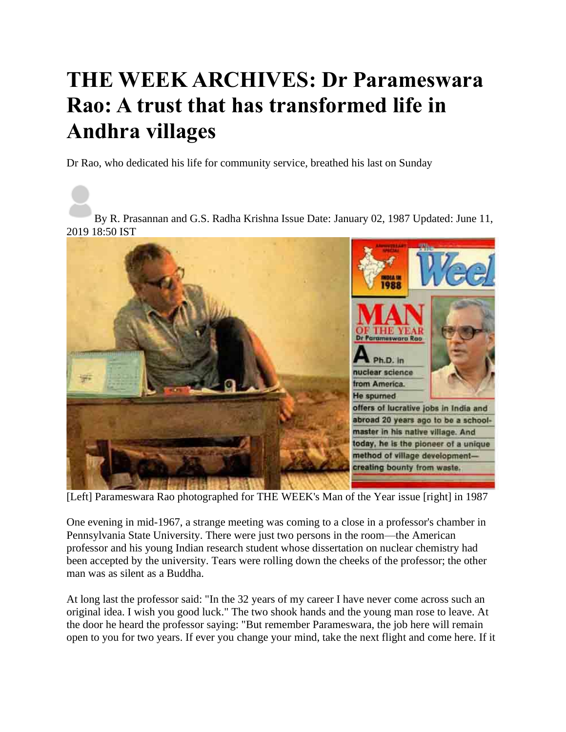# THE WEEK ARCHIVES: Dr Parameswara Rao: A trust that has transformed life in Andhra villages

Dr Rao, who dedicated his life for community service, breathed his last on Sunday

By R. Prasannan and G.S. Radha Krishna Issue Date: January 02, 1987 Updated: June 11, 2019 18:50 IST

[Left] Parameswara Rao photographed for THE WEEK's Man of the Year issue [right] in 1987

One evening in mid-1967, a strange meeting was coming to a close in a professor's chamber in Pennsylvania State University. There were just two persons in the room—the American professor and his young Indian research student whose dissertation on nuclear chemistry had been accepted by the university. Tears were rolling down the cheeks of the professor; the other man was as silent as a Buddha.

At long last the professor said: "In the 32 years of my career I have never come across such an original idea. I wish you good luck." The two shook hands and the young man rose to leave. At the door he heard the professor saying: "But remember Parameswara, the job here will remain open to you for two years. If ever you change your mind, take the next flight and come here. If it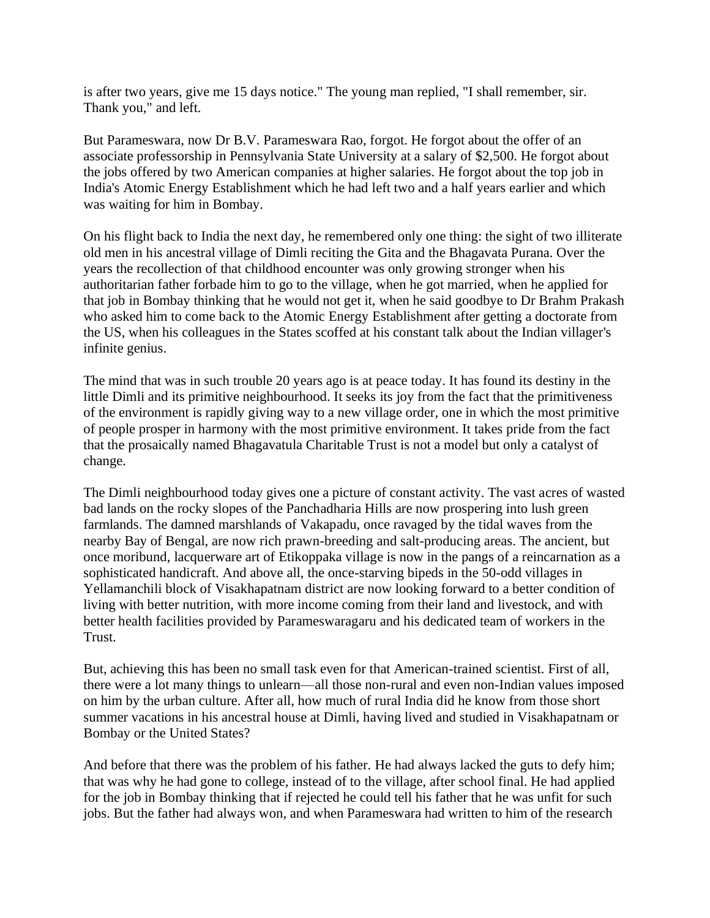is after two years, give me 15 days notice." The young man replied, "I shall remember, sir. Thank you," and left.

But Parameswara, now Dr B.V. Parameswara Rao, forgot. He forgot about the offer of an associate professorship in Pennsylvania State University at a salary of $2,500. He forgot about the jobs offered by two American companies at higher salaries. He forgot about the top job in India's Atomic Energy Establishment which he had left two and a half years earlier and which was waiting for him in Bombay.

On his flight back to India the next day, he remembered only one thing: the sight of two illiterate old men in his ancestral village of Dimli reciting the Gita and the Bhagavata Purana. Over the years the recollection of that childhood encounter was only growing stronger when his authoritarian father forbade him to go to the village, when he got married, when he applied for that job in Bombay thinking that he would not get it, when he said goodbye to Dr Brahm Prakash who asked him to come back to the Atomic Energy Establishment after getting a doctorate from the US, when his colleagues in the States scoffed at his constant talk about the Indian villager's infinite genius.

The mind that was in such trouble 20 years ago is at peace today. It has found its destiny in the little Dimli and its primitive neighbourhood. It seeks its joy from the fact that the primitiveness of the environment is rapidly giving way to a new village order, one in which the most primitive of people prosper in harmony with the most primitive environment. It takes pride from the fact that the prosaically named Bhagavatula Charitable Trust is not a model but only a catalyst of change.

The Dimli neighbourhood today gives one a picture of constant activity. The vast acres of wasted bad lands on the rocky slopes of the Panchadharia Hills are now prospering into lush green farmlands. The damned marshlands of Vakapadu, once ravaged by the tidal waves from the nearby Bay of Bengal, are now rich prawn-breeding and salt-producing areas. The ancient, but once moribund, lacquerware art of Etikoppaka village is now in the pangs of a reincarnation as a sophisticated handicraft. And above all, the once-starving bipeds in the 50-odd villages in Yellamanchili block of Visakhapatnam district are now looking forward to a better condition of living with better nutrition, with more income coming from their land and livestock, and with better health facilities provided by Parameswaragaru and his dedicated team of workers in the Trust.

But, achieving this has been no small task even for that American-trained scientist. First of all, there were a lot many things to unlearn—all those non-rural and even non-Indian values imposed on him by the urban culture. After all, how much of rural India did he know from those short summer vacations in his ancestral house at Dimli, having lived and studied in Visakhapatnam or Bombay or the United States?

And before that there was the problem of his father. He had always lacked the guts to defy him; that was why he had gone to college, instead of to the village, after school final. He had applied for the job in Bombay thinking that if rejected he could tell his father that he was unfit for such jobs. But the father had always won, and when Parameswara had written to him of the research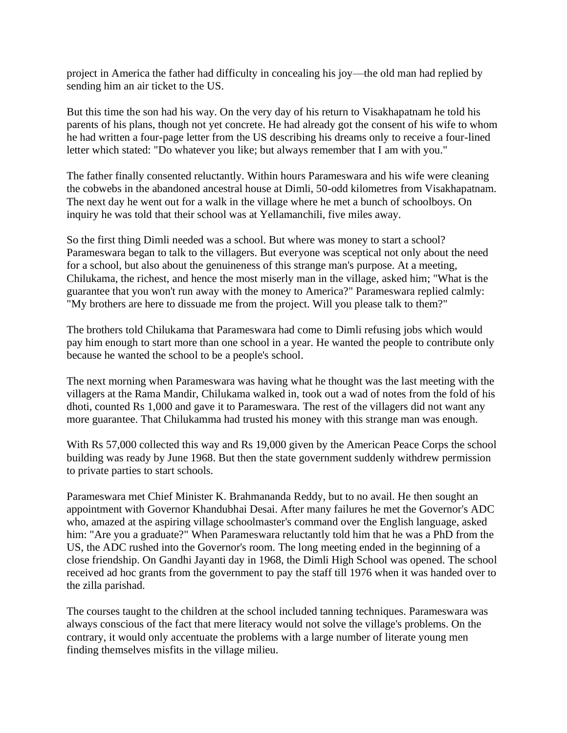project in America the father had difficulty in concealing his joy—the old man had replied by sending him an air ticket to the US.

But this time the son had his way. On the very day of his return to Visakhapatnam he told his parents of his plans, though not yet concrete. He had already got the consent of his wife to whom he had written a four-page letter from the US describing his dreams only to receive a four-lined letter which stated: "Do whatever you like; but always remember that I am with you."

The father finally consented reluctantly. Within hours Parameswara and his wife were cleaning the cobwebs in the abandoned ancestral house at Dimli, 50-odd kilometres from Visakhapatnam. The next day he went out for a walk in the village where he met a bunch of schoolboys. On inquiry he was told that their school was at Yellamanchili, five miles away.

So the first thing Dimli needed was a school. But where was money to start a school? Parameswara began to talk to the villagers. But everyone was sceptical not only about the need for a school, but also about the genuineness of this strange man's purpose. At a meeting, Chilukama, the richest, and hence the most miserly man in the village, asked him; "What is the guarantee that you won't run away with the money to America?" Parameswara replied calmly: "My brothers are here to dissuade me from the project. Will you please talk to them?"

The brothers told Chilukama that Parameswara had come to Dimli refusing jobs which would pay him enough to start more than one school in a year. He wanted the people to contribute only because he wanted the school to be a people's school.

The next morning when Parameswara was having what he thought was the last meeting with the villagers at the Rama Mandir, Chilukama walked in, took out a wad of notes from the fold of his dhoti, counted Rs 1,000 and gave it to Parameswara. The rest of the villagers did not want any more guarantee. That Chilukamma had trusted his money with this strange man was enough.

With Rs 57,000 collected this way and Rs 19,000 given by the American Peace Corps the school building was ready by June 1968. But then the state government suddenly withdrew permission to private parties to start schools.

Parameswara met Chief Minister K. Brahmananda Reddy, but to no avail. He then sought an appointment with Governor Khandubhai Desai. After many failures he met the Governor's ADC who, amazed at the aspiring village schoolmaster's command over the English language, asked him: "Are you a graduate?" When Parameswara reluctantly told him that he was a PhD from the US, the ADC rushed into the Governor's room. The long meeting ended in the beginning of a close friendship. On Gandhi Jayanti day in 1968, the Dimli High School was opened. The school received ad hoc grants from the government to pay the staff till 1976 when it was handed over to the zilla parishad.

The courses taught to the children at the school included tanning techniques. Parameswara was always conscious of the fact that mere literacy would not solve the village's problems. On the contrary, it would only accentuate the problems with a large number of literate young men finding themselves misfits in the village milieu.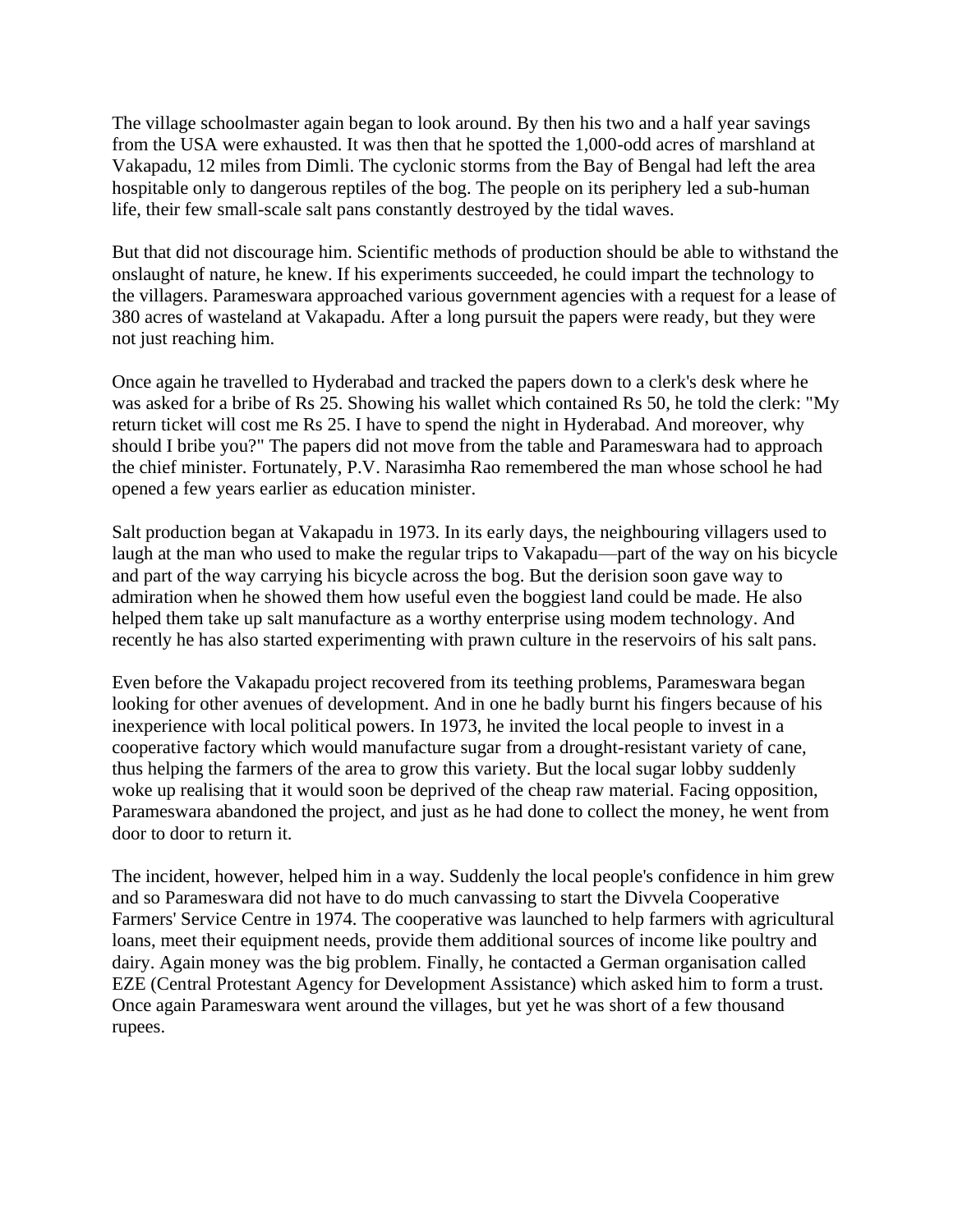The village schoolmaster again began to look around. By then his two and a half year savings from the USA were exhausted. It was then that he spotted the 1,000-odd acres of marshland at Vakapadu, 12 miles from Dimli. The cyclonic storms from the Bay of Bengal had left the area hospitable only to dangerous reptiles of the bog. The people on its periphery led a sub-human life, their few small-scale salt pans constantly destroyed by the tidal waves.

But that did not discourage him. Scientific methods of production should be able to withstand the onslaught of nature, he knew. If his experiments succeeded, he could impart the technology to the villagers. Parameswara approached various government agencies with a request for a lease of 380 acres of wasteland at Vakapadu. After a long pursuit the papers were ready, but they were not just reaching him.

Once again he travelled to Hyderabad and tracked the papers down to a clerk's desk where he was asked for a bribe of Rs 25. Showing his wallet which contained Rs 50, he told the clerk: "My return ticket will cost me Rs 25. I have to spend the night in Hyderabad. And moreover, why should I bribe you?" The papers did not move from the table and Parameswara had to approach the chief minister. Fortunately, P.V. Narasimha Rao remembered the man whose school he had opened a few years earlier as education minister.

Salt production began at Vakapadu in 1973. In its early days, the neighbouring villagers used to laugh at the man who used to make the regular trips to Vakapadu—part of the way on his bicycle and part of the way carrying his bicycle across the bog. But the derision soon gave way to admiration when he showed them how useful even the boggiest land could be made. He also helped them take up salt manufacture as a worthy enterprise using modem technology. And recently he has also started experimenting with prawn culture in the reservoirs of his salt pans.

Even before the Vakapadu project recovered from its teething problems, Parameswara began looking for other avenues of development. And in one he badly burnt his fingers because of his inexperience with local political powers. In 1973, he invited the local people to invest in a cooperative factory which would manufacture sugar from a drought-resistant variety of cane, thus helping the farmers of the area to grow this variety. But the local sugar lobby suddenly woke up realising that it would soon be deprived of the cheap raw material. Facing opposition, Parameswara abandoned the project, and just as he had done to collect the money, he went from door to door to return it.

The incident, however, helped him in a way. Suddenly the local people's confidence in him grew and so Parameswara did not have to do much canvassing to start the Divvela Cooperative Farmers' Service Centre in 1974. The cooperative was launched to help farmers with agricultural loans, meet their equipment needs, provide them additional sources of income like poultry and dairy. Again money was the big problem. Finally, he contacted a German organisation called EZE (Central Protestant Agency for Development Assistance) which asked him to form a trust. Once again Parameswara went around the villages, but yet he was short of a few thousand rupees.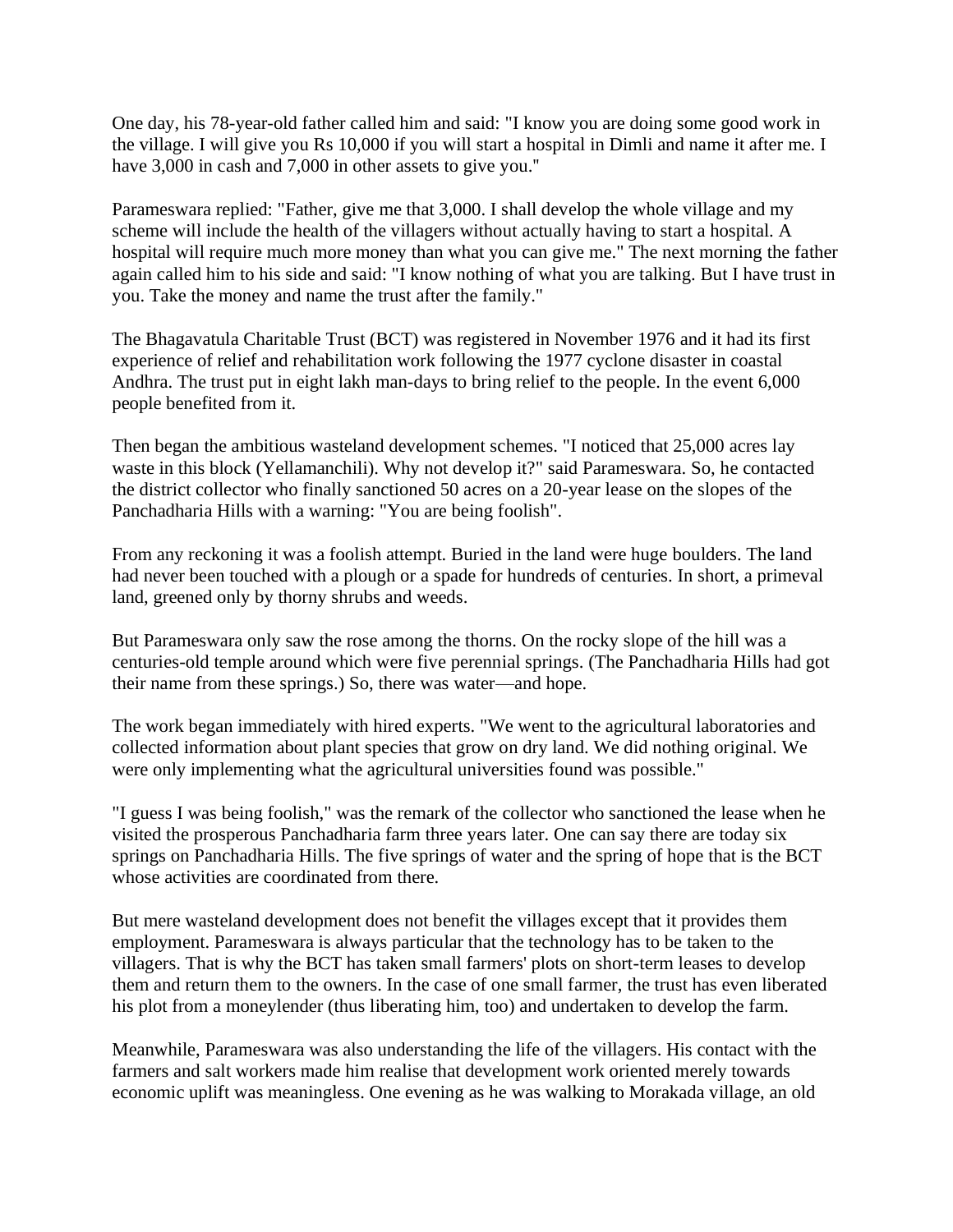One day, his 78-year-old father called him and said: "I know you are doing some good work in the village. I will give you Rs 10,000 if you will start a hospital in Dimli and name it after me. I have 3,000 in cash and 7,000 in other assets to give you."

Parameswara replied: "Father, give me that 3,000. I shall develop the whole village and my scheme will include the health of the villagers without actually having to start a hospital. A hospital will require much more money than what you can give me." The next morning the father again called him to his side and said: "I know nothing of what you are talking. But I have trust in you. Take the money and name the trust after the family."

The Bhagavatula Charitable Trust (BCT) was registered in November 1976 and it had its first experience of relief and rehabilitation work following the 1977 cyclone disaster in coastal Andhra. The trust put in eight lakh man-days to bring relief to the people. In the event 6,000 people benefited from it.

Then began the ambitious wasteland development schemes. "I noticed that 25,000 acres lay waste in this block (Yellamanchili). Why not develop it?" said Parameswara. So, he contacted the district collector who finally sanctioned 50 acres on a 20-year lease on the slopes of the Panchadharia Hills with a warning: "You are being foolish".

From any reckoning it was a foolish attempt. Buried in the land were huge boulders. The land had never been touched with a plough or a spade for hundreds of centuries. In short, a primeval land, greened only by thorny shrubs and weeds.

But Parameswara only saw the rose among the thorns. On the rocky slope of the hill was a centuries-old temple around which were five perennial springs. (The Panchadharia Hills had got their name from these springs.) So, there was water—and hope.

The work began immediately with hired experts. "We went to the agricultural laboratories and collected information about plant species that grow on dry land. We did nothing original. We were only implementing what the agricultural universities found was possible."

"I guess I was being foolish," was the remark of the collector who sanctioned the lease when he visited the prosperous Panchadharia farm three years later. One can say there are today six springs on Panchadharia Hills. The five springs of water and the spring of hope that is the BCT whose activities are coordinated from there.

But mere wasteland development does not benefit the villages except that it provides them employment. Parameswara is always particular that the technology has to be taken to the villagers. That is why the BCT has taken small farmers' plots on short-term leases to develop them and return them to the owners. In the case of one small farmer, the trust has even liberated his plot from a moneylender (thus liberating him, too) and undertaken to develop the farm.

Meanwhile, Parameswara was also understanding the life of the villagers. His contact with the farmers and salt workers made him realise that development work oriented merely towards economic uplift was meaningless. One evening as he was walking to Morakada village, an old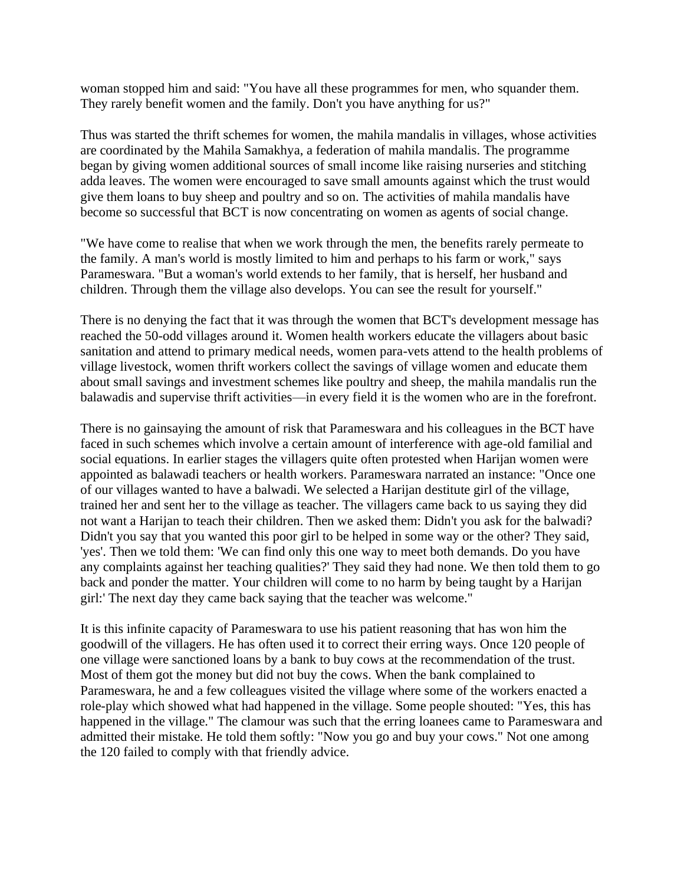woman stopped him and said: "You have all these programmes for men, who squander them. They rarely benefit women and the family. Don't you have anything for us?"

Thus was started the thrift schemes for women, the mahila mandalis in villages, whose activities are coordinated by the Mahila Samakhya, a federation of mahila mandalis. The programme began by giving women additional sources of small income like raising nurseries and stitching adda leaves. The women were encouraged to save small amounts against which the trust would give them loans to buy sheep and poultry and so on. The activities of mahila mandalis have become so successful that BCT is now concentrating on women as agents of social change.

"We have come to realise that when we work through the men, the benefits rarely permeate to the family. A man's world is mostly limited to him and perhaps to his farm or work," says Parameswara. "But a woman's world extends to her family, that is herself, her husband and children. Through them the village also develops. You can see the result for yourself."

There is no denying the fact that it was through the women that BCT's development message has reached the 50-odd villages around it. Women health workers educate the villagers about basic sanitation and attend to primary medical needs, women para-vets attend to the health problems of village livestock, women thrift workers collect the savings of village women and educate them about small savings and investment schemes like poultry and sheep, the mahila mandalis run the balawadis and supervise thrift activities—in every field it is the women who are in the forefront.

There is no gainsaying the amount of risk that Parameswara and his colleagues in the BCT have faced in such schemes which involve a certain amount of interference with age-old familial and social equations. In earlier stages the villagers quite often protested when Harijan women were appointed as balawadi teachers or health workers. Parameswara narrated an instance: "Once one of our villages wanted to have a balwadi. We selected a Harijan destitute girl of the village, trained her and sent her to the village as teacher. The villagers came back to us saying they did not want a Harijan to teach their children. Then we asked them: Didn't you ask for the balwadi? Didn't you say that you wanted this poor girl to be helped in some way or the other? They said, 'yes'. Then we told them: 'We can find only this one way to meet both demands. Do you have any complaints against her teaching qualities?' They said they had none. We then told them to go back and ponder the matter. Your children will come to no harm by being taught by a Harijan girl:' The next day they came back saying that the teacher was welcome."

It is this infinite capacity of Parameswara to use his patient reasoning that has won him the goodwill of the villagers. He has often used it to correct their erring ways. Once 120 people of one village were sanctioned loans by a bank to buy cows at the recommendation of the trust. Most of them got the money but did not buy the cows. When the bank complained to Parameswara, he and a few colleagues visited the village where some of the workers enacted a role-play which showed what had happened in the village. Some people shouted: "Yes, this has happened in the village." The clamour was such that the erring loanees came to Parameswara and admitted their mistake. He told them softly: "Now you go and buy your cows." Not one among the 120 failed to comply with that friendly advice.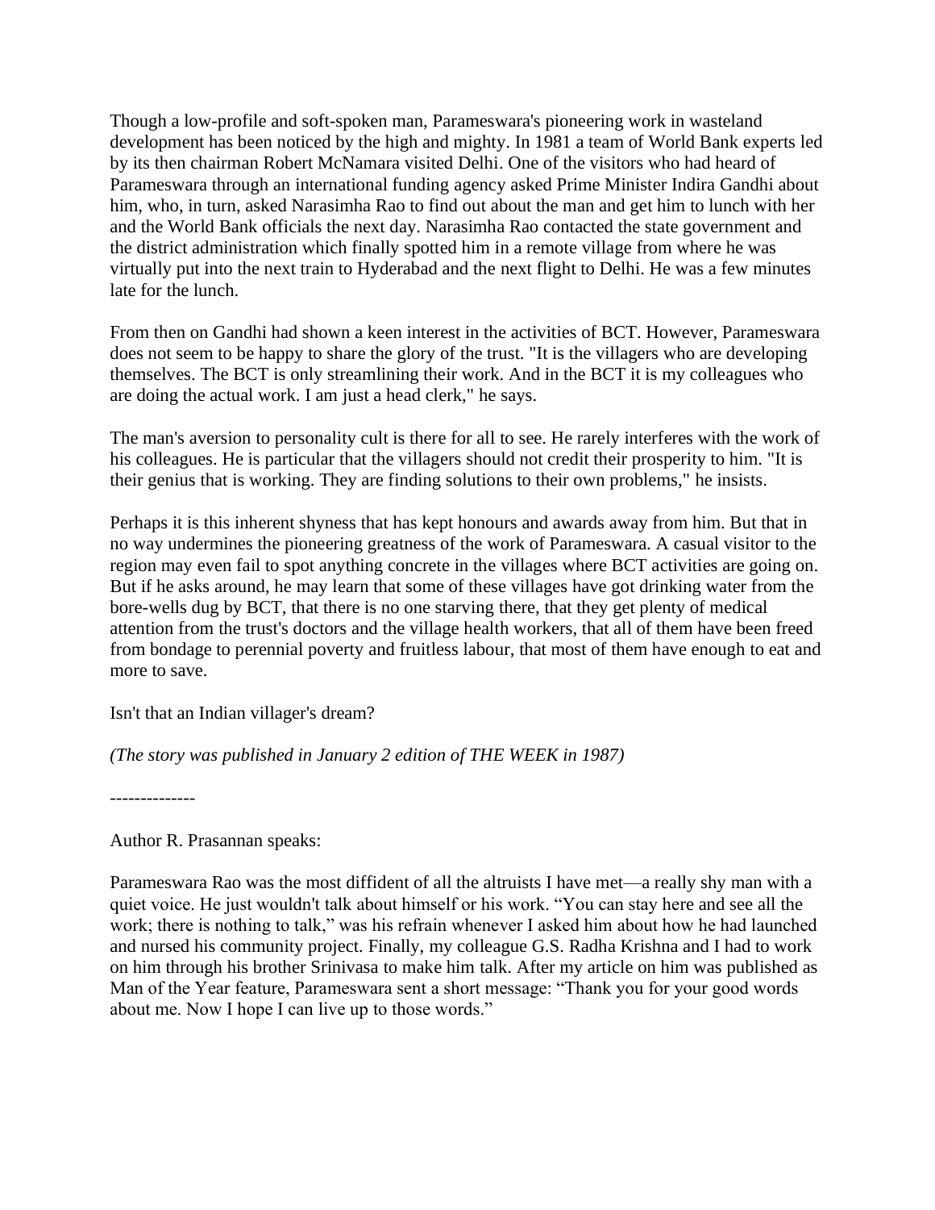Though a low-profile and soft-spoken man, Parameswara's pioneering work in wasteland development has been noticed by the high and mighty. In 1981 a team of World Bank experts led by its then chairman Robert McNamara visited Delhi. One of the visitors who had heard of Parameswara through an international funding agency asked Prime Minister Indira Gandhi about him, who, in turn, asked Narasimha Rao to find out about the man and get him to lunch with her and the World Bank officials the next day. Narasimha Rao contacted the state government and the district administration which finally spotted him in a remote village from where he was virtually put into the next train to Hyderabad and the next flight to Delhi. He was a few minutes late for the lunch.

From then on Gandhi had shown a keen interest in the activities of BCT. However, Parameswara does not seem to be happy to share the glory of the trust. "It is the villagers who are developing themselves. The BCT is only streamlining their work. And in the BCT it is my colleagues who are doing the actual work. I am just a head clerk," he says.

The man's aversion to personality cult is there for all to see. He rarely interferes with the work of his colleagues. He is particular that the villagers should not credit their prosperity to him. "It is their genius that is working. They are finding solutions to their own problems," he insists.

Perhaps it is this inherent shyness that has kept honours and awards away from him. But that in no way undermines the pioneering greatness of the work of Parameswara. A casual visitor to the region may even fail to spot anything concrete in the villages where BCT activities are going on. But if he asks around, he may learn that some of these villages have got drinking water from the bore-wells dug by BCT, that there is no one starving there, that they get plenty of medical attention from the trust's doctors and the village health workers, that all of them have been freed from bondage to perennial poverty and fruitless labour, that most of them have enough to eat and more to save.

Isn't that an Indian villager's dream?

*(The story was published in January 2 edition of THE WEEK in 1987)*

--------------

Author R. Prasannan speaks:

Parameswara Rao was the most diffident of all the altruists I have met—a really shy man with a quiet voice. He just wouldn't talk about himself or his work. "You can stay here and see all the work; there is nothing to talk," was his refrain whenever I asked him about how he had launched and nursed his community project. Finally, my colleague G.S. Radha Krishna and I had to work on him through his brother Srinivasa to make him talk. After my article on him was published as Man of the Year feature, Parameswara sent a short message: "Thank you for your good words about me. Now I hope I can live up to those words."